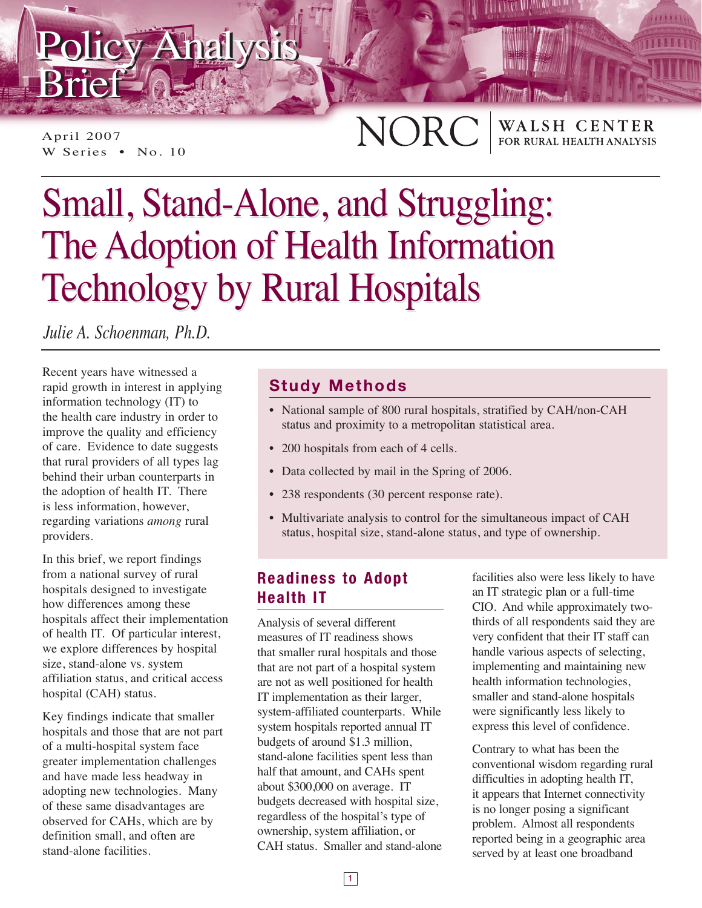Policy Analysis Brief

April 2007
W Series • No. 10

NORC | WALSH CENTER FOR RURAL HEALTH ANALYSIS

# Small, Stand-Alone, and Struggling: The Adoption of Health Information Technology by Rural Hospitals

*Julie A. Schoenman, Ph.D.*

Recent years have witnessed a rapid growth in interest in applying information technology (IT) to the health care industry in order to improve the quality and efficiency of care. Evidence to date suggests that rural providers of all types lag behind their urban counterparts in the adoption of health IT. There is less information, however, regarding variations *among* rural providers.

In this brief, we report findings from a national survey of rural hospitals designed to investigate how differences among these hospitals affect their implementation of health IT. Of particular interest, we explore differences by hospital size, stand-alone vs. system affiliation status, and critical access hospital (CAH) status.

Key findings indicate that smaller hospitals and those that are not part of a multi-hospital system face greater implementation challenges and have made less headway in adopting new technologies. Many of these same disadvantages are observed for CAHs, which are by definition small, and often are stand-alone facilities.

## Study Methods

- National sample of 800 rural hospitals, stratified by CAH/non-CAH status and proximity to a metropolitan statistical area.
- 200 hospitals from each of 4 cells.
- Data collected by mail in the Spring of 2006.
- 238 respondents (30 percent response rate).
- Multivariate analysis to control for the simultaneous impact of CAH status, hospital size, stand-alone status, and type of ownership.

## Readiness to Adopt Health IT

Analysis of several different measures of IT readiness shows that smaller rural hospitals and those that are not part of a hospital system are not as well positioned for health IT implementation as their larger, system-affiliated counterparts. While system hospitals reported annual IT budgets of around $1.3 million, stand-alone facilities spent less than half that amount, and CAHs spent about $300,000 on average. IT budgets decreased with hospital size, regardless of the hospital's type of ownership, system affiliation, or CAH status. Smaller and stand-alone facilities also were less likely to have an IT strategic plan or a full-time CIO. And while approximately two-thirds of all respondents said they are very confident that their IT staff can handle various aspects of selecting, implementing and maintaining new health information technologies, smaller and stand-alone hospitals were significantly less likely to express this level of confidence.

Contrary to what has been the conventional wisdom regarding rural difficulties in adopting health IT, it appears that Internet connectivity is no longer posing a significant problem. Almost all respondents reported being in a geographic area served by at least one broadband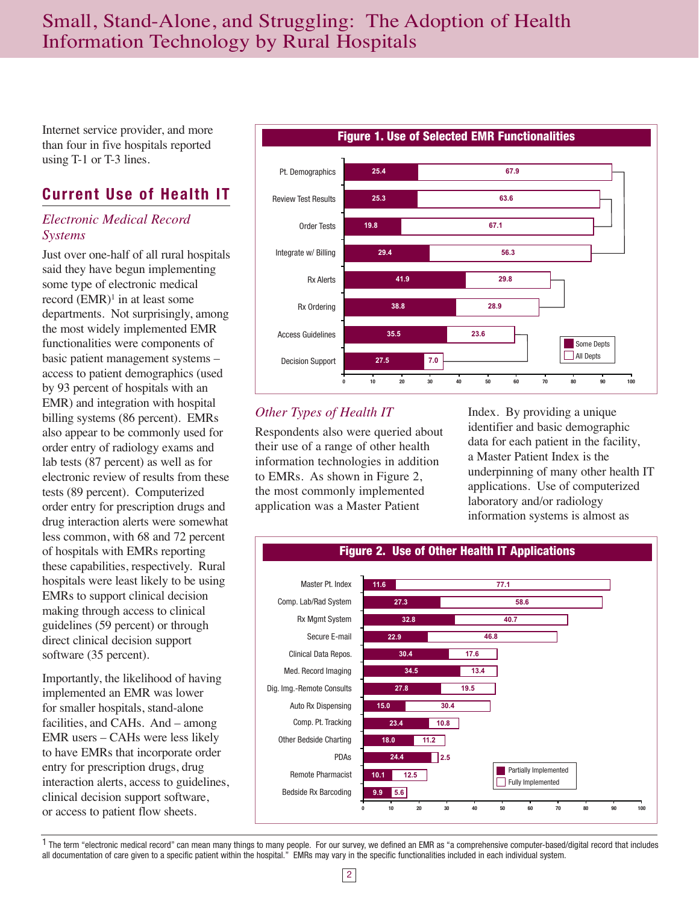Internet service provider, and more than four in five hospitals reported using T-1 or T-3 lines.

## Current Use of Health IT

### *Electronic Medical Record Systems*

Just over one-half of all rural hospitals said they have begun implementing some type of electronic medical record (EMR)[1] in at least some departments. Not surprisingly, among the most widely implemented EMR functionalities were components of basic patient management systems – access to patient demographics (used by 93 percent of hospitals with an EMR) and integration with hospital billing systems (86 percent). EMRs also appear to be commonly used for order entry of radiology exams and lab tests (87 percent) as well as for electronic review of results from these tests (89 percent). Computerized order entry for prescription drugs and drug interaction alerts were somewhat less common, with 68 and 72 percent of hospitals with EMRs reporting these capabilities, respectively. Rural hospitals were least likely to be using EMRs to support clinical decision making through access to clinical guidelines (59 percent) or through direct clinical decision support software (35 percent).

Importantly, the likelihood of having implemented an EMR was lower for smaller hospitals, stand-alone facilities, and CAHs. And – among EMR users – CAHs were less likely to have EMRs that incorporate order entry for prescription drugs, drug interaction alerts, access to guidelines, clinical decision support software, or access to patient flow sheets.

**Figure 1. Use of Selected EMR Functionalities**

| Functionality | Some Depts | All Depts |
|---|---|---|
| Pt. Demographics | 25.4 | 67.9 |
| Review Test Results | 25.3 | 63.6 |
| Order Tests | 19.8 | 67.1 |
| Integrate w/ Billing | 29.4 | 56.3 |
| Rx Alerts | 41.9 | 29.8 |
| Rx Ordering | 38.8 | 28.9 |
| Access Guidelines | 35.5 | 23.6 |
| Decision Support | 27.5 | 7.0 |

### *Other Types of Health IT*

Respondents also were queried about their use of a range of other health information technologies in addition to EMRs. As shown in Figure 2, the most commonly implemented application was a Master Patient Index. By providing a unique identifier and basic demographic data for each patient in the facility, a Master Patient Index is the underpinning of many other health IT applications. Use of computerized laboratory and/or radiology information systems is almost as

**Figure 2. Use of Other Health IT Applications**

| Application | Partially Implemented | Fully Implemented |
|---|---|---|
| Master Pt. Index | 11.6 | 77.1 |
| Comp. Lab/Rad System | 27.3 | 58.6 |
| Rx Mgmt System | 32.8 | 40.7 |
| Secure E-mail | 22.9 | 46.8 |
| Clinical Data Repos. | 30.4 | 17.6 |
| Med. Record Imaging | 34.5 | 13.4 |
| Dig. Img.-Remote Consults | 27.8 | 19.5 |
| Auto Rx Dispensing | 15.0 | 30.4 |
| Comp. Pt. Tracking | 23.4 | 10.8 |
| Other Bedside Charting | 18.0 | 11.2 |
| PDAs | 24.4 | 2.5 |
| Remote Pharmacist | 10.1 | 12.5 |
| Bedside Rx Barcoding | 9.9 | 5.6 |

[1] The term "electronic medical record" can mean many things to many people. For our survey, we defined an EMR as "a comprehensive computer-based/digital record that includes all documentation of care given to a specific patient within the hospital." EMRs may vary in the specific functionalities included in each individual system.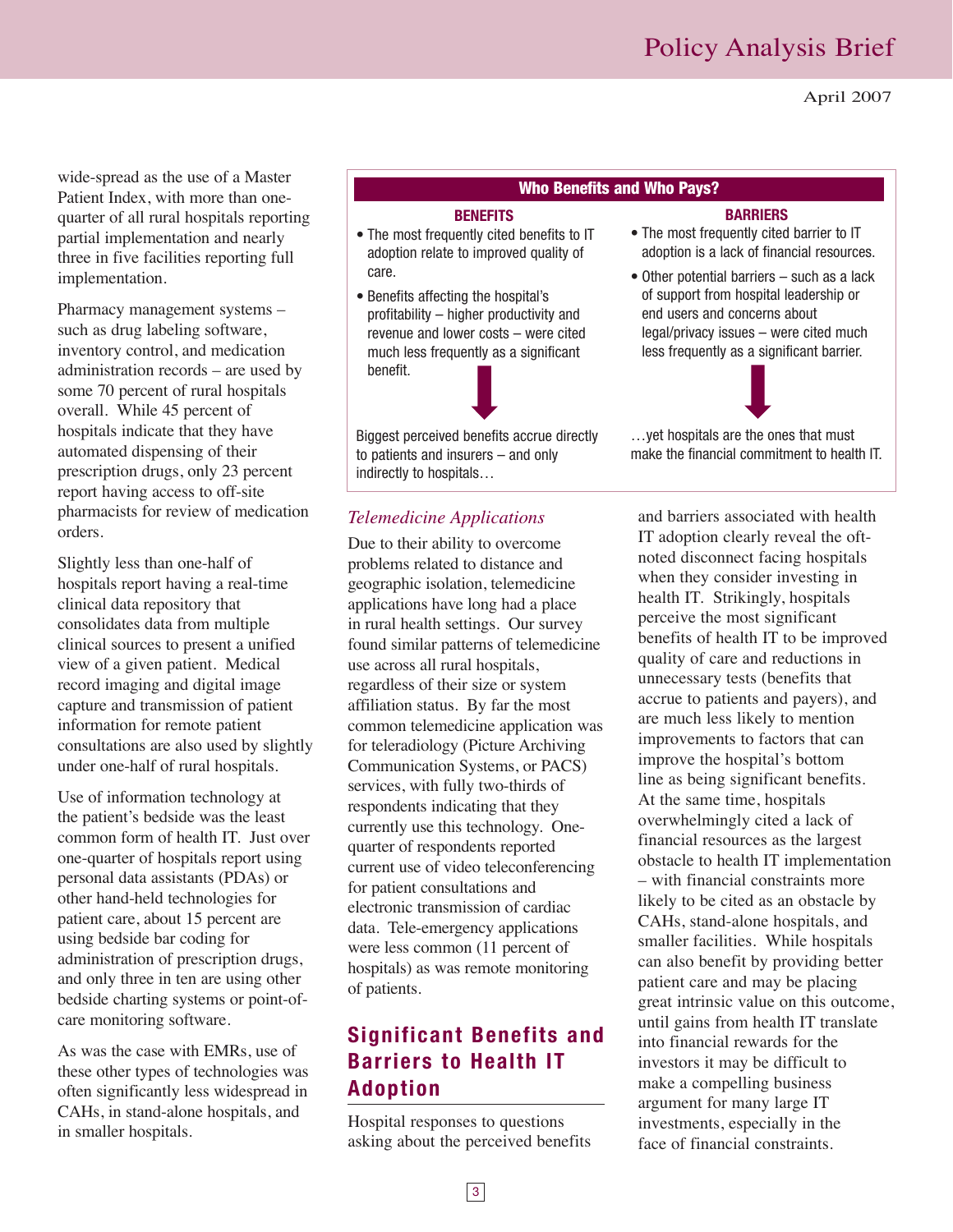wide-spread as the use of a Master Patient Index, with more than one-quarter of all rural hospitals reporting partial implementation and nearly three in five facilities reporting full implementation.

Pharmacy management systems – such as drug labeling software, inventory control, and medication administration records – are used by some 70 percent of rural hospitals overall. While 45 percent of hospitals indicate that they have automated dispensing of their prescription drugs, only 23 percent report having access to off-site pharmacists for review of medication orders.

Slightly less than one-half of hospitals report having a real-time clinical data repository that consolidates data from multiple clinical sources to present a unified view of a given patient. Medical record imaging and digital image capture and transmission of patient information for remote patient consultations are also used by slightly under one-half of rural hospitals.

Use of information technology at the patient's bedside was the least common form of health IT. Just over one-quarter of hospitals report using personal data assistants (PDAs) or other hand-held technologies for patient care, about 15 percent are using bedside bar coding for administration of prescription drugs, and only three in ten are using other bedside charting systems or point-of-care monitoring software.

As was the case with EMRs, use of these other types of technologies was often significantly less widespread in CAHs, in stand-alone hospitals, and in smaller hospitals.

**Who Benefits and Who Pays?**

**BENEFITS**

- The most frequently cited benefits to IT adoption relate to improved quality of care.
- Benefits affecting the hospital's profitability – higher productivity and revenue and lower costs – were cited much less frequently as a significant benefit.

Biggest perceived benefits accrue directly to patients and insurers – and only indirectly to hospitals…

**BARRIERS**

- The most frequently cited barrier to IT adoption is a lack of financial resources.
- Other potential barriers – such as a lack of support from hospital leadership or end users and concerns about legal/privacy issues – were cited much less frequently as a significant barrier.

…yet hospitals are the ones that must make the financial commitment to health IT.

### *Telemedicine Applications*

Due to their ability to overcome problems related to distance and geographic isolation, telemedicine applications have long had a place in rural health settings. Our survey found similar patterns of telemedicine use across all rural hospitals, regardless of their size or system affiliation status. By far the most common telemedicine application was for teleradiology (Picture Archiving Communication Systems, or PACS) services, with fully two-thirds of respondents indicating that they currently use this technology. One-quarter of respondents reported current use of video teleconferencing for patient consultations and electronic transmission of cardiac data. Tele-emergency applications were less common (11 percent of hospitals) as was remote monitoring of patients.

## Significant Benefits and Barriers to Health IT Adoption

Hospital responses to questions asking about the perceived benefits and barriers associated with health IT adoption clearly reveal the oft-noted disconnect facing hospitals when they consider investing in health IT. Strikingly, hospitals perceive the most significant benefits of health IT to be improved quality of care and reductions in unnecessary tests (benefits that accrue to patients and payers), and are much less likely to mention improvements to factors that can improve the hospital's bottom line as being significant benefits. At the same time, hospitals overwhelmingly cited a lack of financial resources as the largest obstacle to health IT implementation – with financial constraints more likely to be cited as an obstacle by CAHs, stand-alone hospitals, and smaller facilities. While hospitals can also benefit by providing better patient care and may be placing great intrinsic value on this outcome, until gains from health IT translate into financial rewards for the investors it may be difficult to make a compelling business argument for many large IT investments, especially in the face of financial constraints.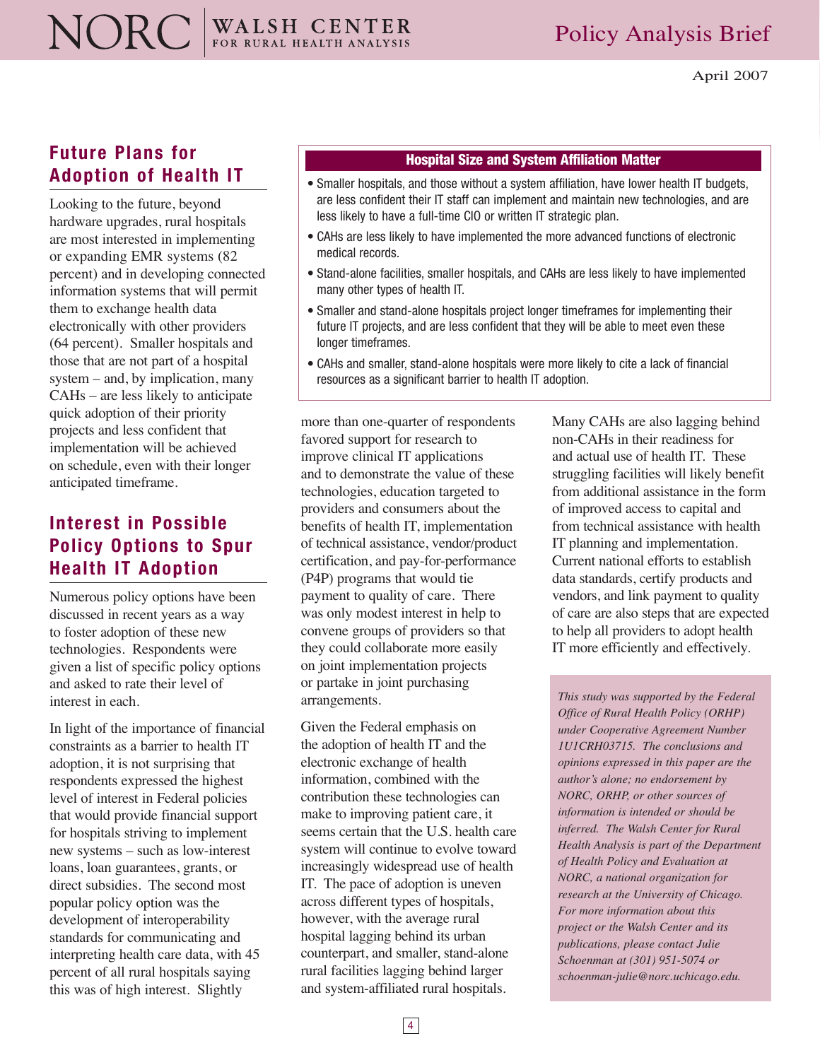## Future Plans for Adoption of Health IT

Looking to the future, beyond hardware upgrades, rural hospitals are most interested in implementing or expanding EMR systems (82 percent) and in developing connected information systems that will permit them to exchange health data electronically with other providers (64 percent). Smaller hospitals and those that are not part of a hospital system – and, by implication, many CAHs – are less likely to anticipate quick adoption of their priority projects and less confident that implementation will be achieved on schedule, even with their longer anticipated timeframe.

## Interest in Possible Policy Options to Spur Health IT Adoption

Numerous policy options have been discussed in recent years as a way to foster adoption of these new technologies. Respondents were given a list of specific policy options and asked to rate their level of interest in each.

In light of the importance of financial constraints as a barrier to health IT adoption, it is not surprising that respondents expressed the highest level of interest in Federal policies that would provide financial support for hospitals striving to implement new systems – such as low-interest loans, loan guarantees, grants, or direct subsidies. The second most popular policy option was the development of interoperability standards for communicating and interpreting health care data, with 45 percent of all rural hospitals saying this was of high interest. Slightly more than one-quarter of respondents favored support for research to improve clinical IT applications and to demonstrate the value of these technologies, education targeted to providers and consumers about the benefits of health IT, implementation of technical assistance, vendor/product certification, and pay-for-performance (P4P) programs that would tie payment to quality of care. There was only modest interest in help to convene groups of providers so that they could collaborate more easily on joint implementation projects or partake in joint purchasing arrangements.

Given the Federal emphasis on the adoption of health IT and the electronic exchange of health information, combined with the contribution these technologies can make to improving patient care, it seems certain that the U.S. health care system will continue to evolve toward increasingly widespread use of health IT. The pace of adoption is uneven across different types of hospitals, however, with the average rural hospital lagging behind its urban counterpart, and smaller, stand-alone rural facilities lagging behind larger and system-affiliated rural hospitals.

Many CAHs are also lagging behind non-CAHs in their readiness for and actual use of health IT. These struggling facilities will likely benefit from additional assistance in the form of improved access to capital and from technical assistance with health IT planning and implementation. Current national efforts to establish data standards, certify products and vendors, and link payment to quality of care are also steps that are expected to help all providers to adopt health IT more efficiently and effectively.

### Hospital Size and System Affiliation Matter

- Smaller hospitals, and those without a system affiliation, have lower health IT budgets, are less confident their IT staff can implement and maintain new technologies, and are less likely to have a full-time CIO or written IT strategic plan.
- CAHs are less likely to have implemented the more advanced functions of electronic medical records.
- Stand-alone facilities, smaller hospitals, and CAHs are less likely to have implemented many other types of health IT.
- Smaller and stand-alone hospitals project longer timeframes for implementing their future IT projects, and are less confident that they will be able to meet even these longer timeframes.
- CAHs and smaller, stand-alone hospitals were more likely to cite a lack of financial resources as a significant barrier to health IT adoption.

*This study was supported by the Federal Office of Rural Health Policy (ORHP) under Cooperative Agreement Number 1U1CRH03715. The conclusions and opinions expressed in this paper are the author's alone; no endorsement by NORC, ORHP, or other sources of information is intended or should be inferred. The Walsh Center for Rural Health Analysis is part of the Department of Health Policy and Evaluation at NORC, a national organization for research at the University of Chicago. For more information about this project or the Walsh Center and its publications, please contact Julie Schoenman at (301) 951-5074 or schoenman-julie@norc.uchicago.edu.*